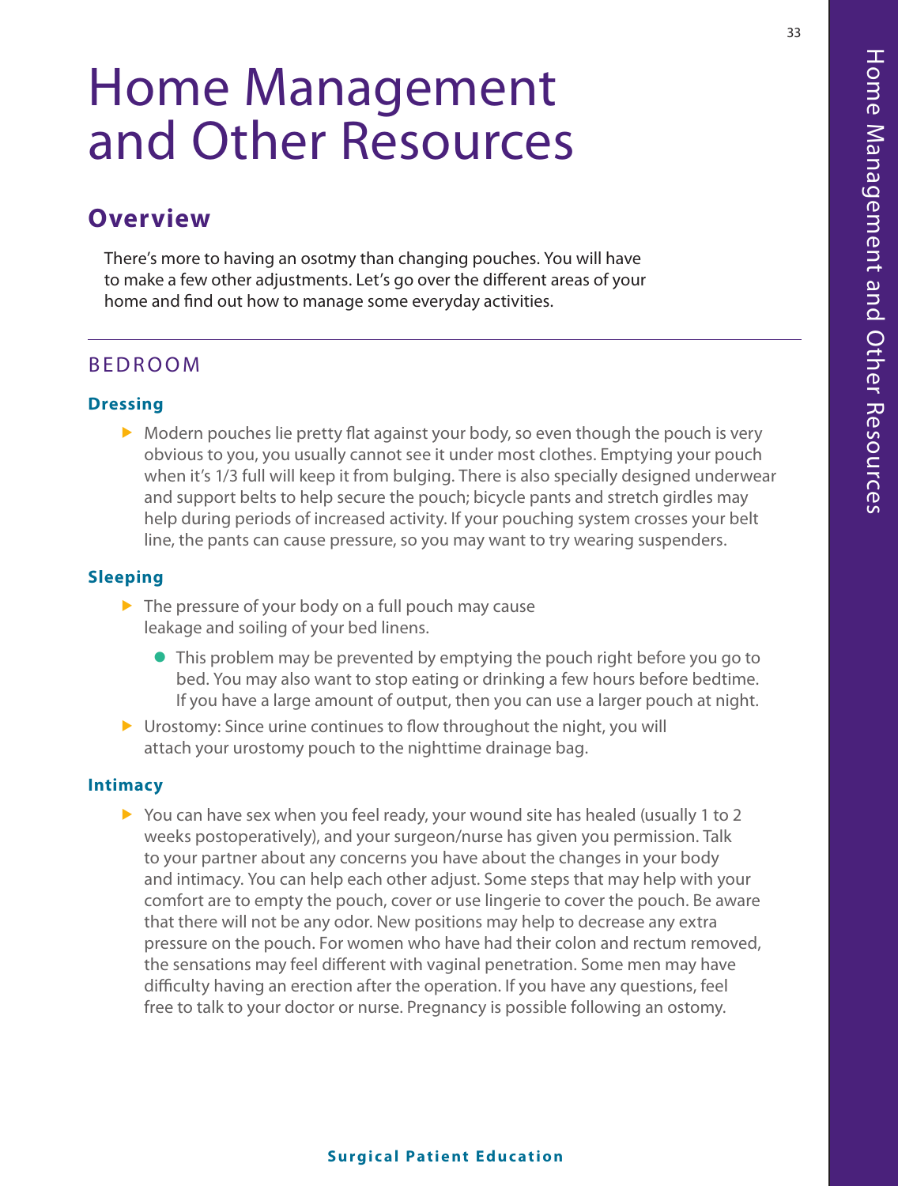# Home Management and Other Resources

## Overview

There's more to having an osotmy than changing pouches. You will have to make a few other adjustments. Let's go over the different areas of your home and find out how to manage some everyday activities.

---

### BEDROOM

#### Dressing

- Modern pouches lie pretty flat against your body, so even though the pouch is very obvious to you, you usually cannot see it under most clothes. Emptying your pouch when it's 1/3 full will keep it from bulging. There is also specially designed underwear and support belts to help secure the pouch; bicycle pants and stretch girdles may help during periods of increased activity. If your pouching system crosses your belt line, the pants can cause pressure, so you may want to try wearing suspenders.

#### Sleeping

- The pressure of your body on a full pouch may cause leakage and soiling of your bed linens.
  - This problem may be prevented by emptying the pouch right before you go to bed. You may also want to stop eating or drinking a few hours before bedtime. If you have a large amount of output, then you can use a larger pouch at night.
- Urostomy: Since urine continues to flow throughout the night, you will attach your urostomy pouch to the nighttime drainage bag.

#### Intimacy

- You can have sex when you feel ready, your wound site has healed (usually 1 to 2 weeks postoperatively), and your surgeon/nurse has given you permission. Talk to your partner about any concerns you have about the changes in your body and intimacy. You can help each other adjust. Some steps that may help with your comfort are to empty the pouch, cover or use lingerie to cover the pouch. Be aware that there will not be any odor. New positions may help to decrease any extra pressure on the pouch. For women who have had their colon and rectum removed, the sensations may feel different with vaginal penetration. Some men may have difficulty having an erection after the operation. If you have any questions, feel free to talk to your doctor or nurse. Pregnancy is possible following an ostomy.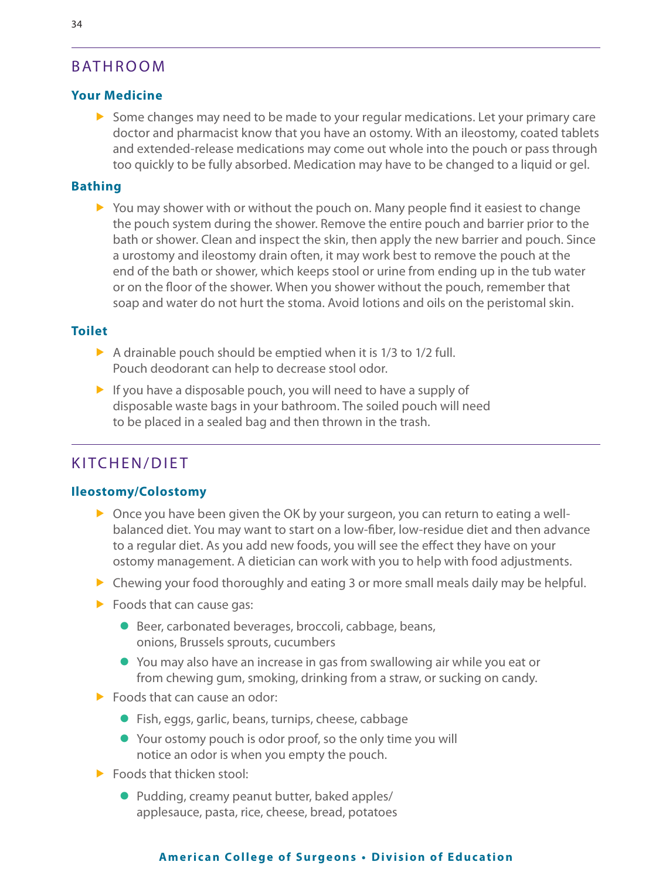## BATHROOM

### Your Medicine

- Some changes may need to be made to your regular medications. Let your primary care doctor and pharmacist know that you have an ostomy. With an ileostomy, coated tablets and extended-release medications may come out whole into the pouch or pass through too quickly to be fully absorbed. Medication may have to be changed to a liquid or gel.

### Bathing

- You may shower with or without the pouch on. Many people find it easiest to change the pouch system during the shower. Remove the entire pouch and barrier prior to the bath or shower. Clean and inspect the skin, then apply the new barrier and pouch. Since a urostomy and ileostomy drain often, it may work best to remove the pouch at the end of the bath or shower, which keeps stool or urine from ending up in the tub water or on the floor of the shower. When you shower without the pouch, remember that soap and water do not hurt the stoma. Avoid lotions and oils on the peristomal skin.

### Toilet

- A drainable pouch should be emptied when it is 1/3 to 1/2 full. Pouch deodorant can help to decrease stool odor.
- If you have a disposable pouch, you will need to have a supply of disposable waste bags in your bathroom. The soiled pouch will need to be placed in a sealed bag and then thrown in the trash.

## KITCHEN/DIET

### Ileostomy/Colostomy

- Once you have been given the OK by your surgeon, you can return to eating a well-balanced diet. You may want to start on a low-fiber, low-residue diet and then advance to a regular diet. As you add new foods, you will see the effect they have on your ostomy management. A dietician can work with you to help with food adjustments.
- Chewing your food thoroughly and eating 3 or more small meals daily may be helpful.
- Foods that can cause gas:
  - Beer, carbonated beverages, broccoli, cabbage, beans, onions, Brussels sprouts, cucumbers
  - You may also have an increase in gas from swallowing air while you eat or from chewing gum, smoking, drinking from a straw, or sucking on candy.
- Foods that can cause an odor:
  - Fish, eggs, garlic, beans, turnips, cheese, cabbage
  - Your ostomy pouch is odor proof, so the only time you will notice an odor is when you empty the pouch.
- Foods that thicken stool:
  - Pudding, creamy peanut butter, baked apples/applesauce, pasta, rice, cheese, bread, potatoes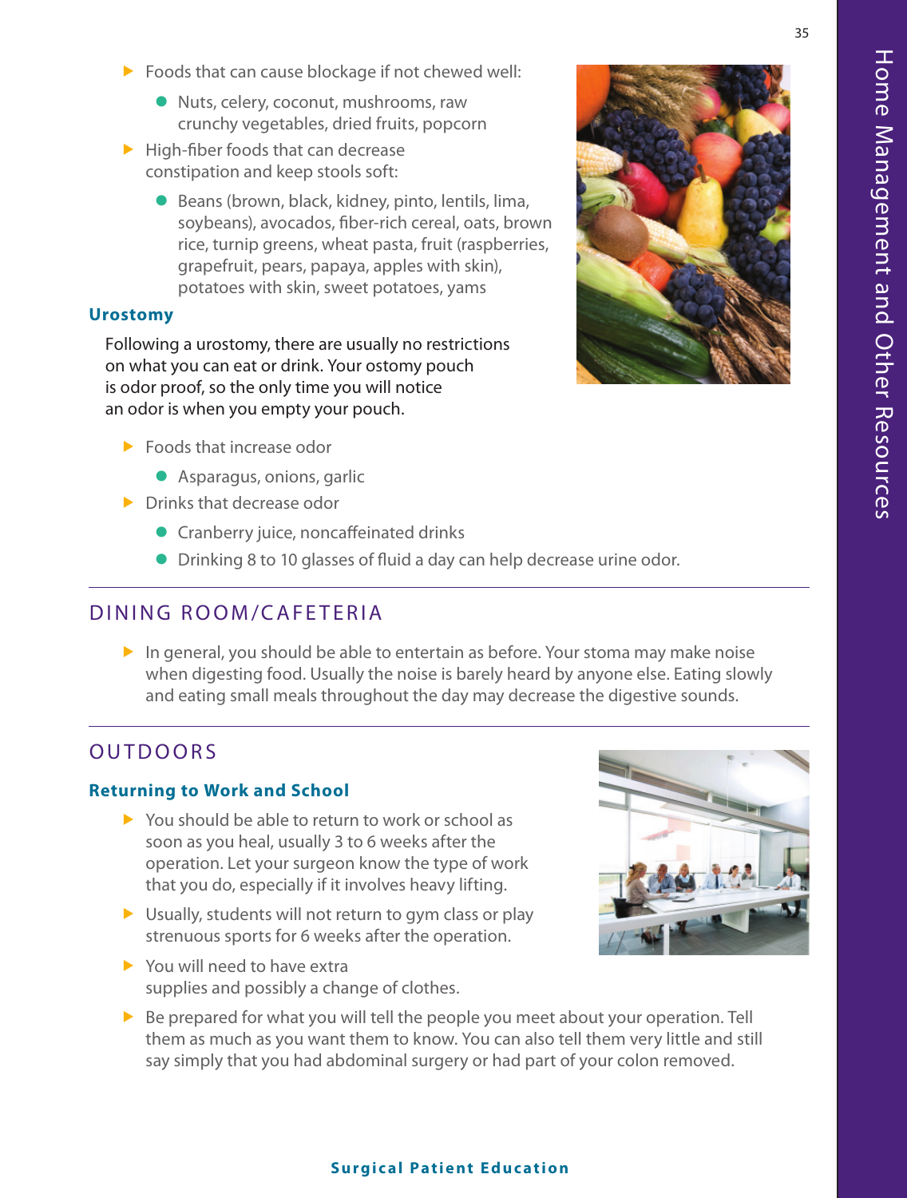- Foods that can cause blockage if not chewed well:
  - Nuts, celery, coconut, mushrooms, raw crunchy vegetables, dried fruits, popcorn
- High-fiber foods that can decrease constipation and keep stools soft:
  - Beans (brown, black, kidney, pinto, lentils, lima, soybeans), avocados, fiber-rich cereal, oats, brown rice, turnip greens, wheat pasta, fruit (raspberries, grapefruit, pears, papaya, apples with skin), potatoes with skin, sweet potatoes, yams

### Urostomy

Following a urostomy, there are usually no restrictions on what you can eat or drink. Your ostomy pouch is odor proof, so the only time you will notice an odor is when you empty your pouch.

- Foods that increase odor
  - Asparagus, onions, garlic
- Drinks that decrease odor
  - Cranberry juice, noncaffeinated drinks
  - Drinking 8 to 10 glasses of fluid a day can help decrease urine odor.

## DINING ROOM/CAFETERIA

- In general, you should be able to entertain as before. Your stoma may make noise when digesting food. Usually the noise is barely heard by anyone else. Eating slowly and eating small meals throughout the day may decrease the digestive sounds.

## OUTDOORS

### Returning to Work and School

- You should be able to return to work or school as soon as you heal, usually 3 to 6 weeks after the operation. Let your surgeon know the type of work that you do, especially if it involves heavy lifting.
- Usually, students will not return to gym class or play strenuous sports for 6 weeks after the operation.
- You will need to have extra supplies and possibly a change of clothes.
- Be prepared for what you will tell the people you meet about your operation. Tell them as much as you want them to know. You can also tell them very little and still say simply that you had abdominal surgery or had part of your colon removed.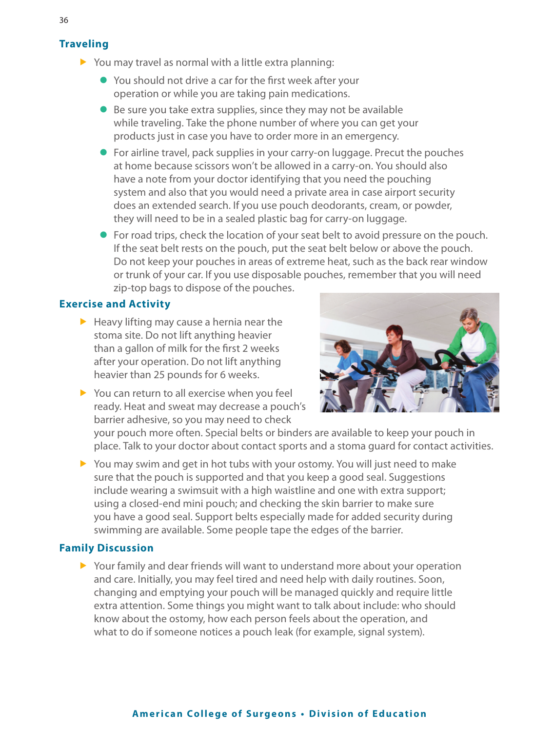## Traveling

- You may travel as normal with a little extra planning:
  - You should not drive a car for the first week after your operation or while you are taking pain medications.
  - Be sure you take extra supplies, since they may not be available while traveling. Take the phone number of where you can get your products just in case you have to order more in an emergency.
  - For airline travel, pack supplies in your carry-on luggage. Precut the pouches at home because scissors won't be allowed in a carry-on. You should also have a note from your doctor identifying that you need the pouching system and also that you would need a private area in case airport security does an extended search. If you use pouch deodorants, cream, or powder, they will need to be in a sealed plastic bag for carry-on luggage.
  - For road trips, check the location of your seat belt to avoid pressure on the pouch. If the seat belt rests on the pouch, put the seat belt below or above the pouch. Do not keep your pouches in areas of extreme heat, such as the back rear window or trunk of your car. If you use disposable pouches, remember that you will need zip-top bags to dispose of the pouches.

## Exercise and Activity

- Heavy lifting may cause a hernia near the stoma site. Do not lift anything heavier than a gallon of milk for the first 2 weeks after your operation. Do not lift anything heavier than 25 pounds for 6 weeks.
- You can return to all exercise when you feel ready. Heat and sweat may decrease a pouch's barrier adhesive, so you may need to check your pouch more often. Special belts or binders are available to keep your pouch in place. Talk to your doctor about contact sports and a stoma guard for contact activities.
- You may swim and get in hot tubs with your ostomy. You will just need to make sure that the pouch is supported and that you keep a good seal. Suggestions include wearing a swimsuit with a high waistline and one with extra support; using a closed-end mini pouch; and checking the skin barrier to make sure you have a good seal. Support belts especially made for added security during swimming are available. Some people tape the edges of the barrier.

## Family Discussion

- Your family and dear friends will want to understand more about your operation and care. Initially, you may feel tired and need help with daily routines. Soon, changing and emptying your pouch will be managed quickly and require little extra attention. Some things you might want to talk about include: who should know about the ostomy, how each person feels about the operation, and what to do if someone notices a pouch leak (for example, signal system).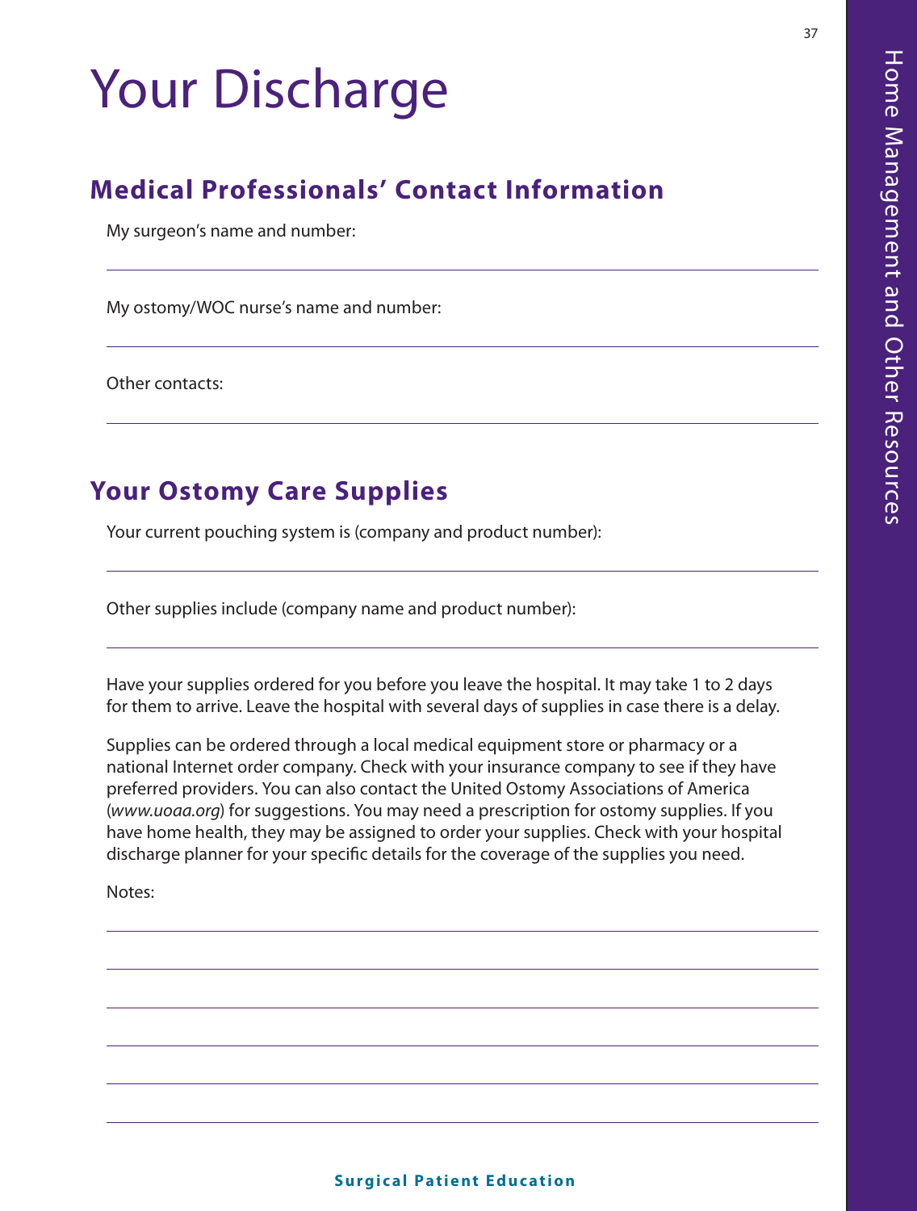# Your Discharge

## Medical Professionals' Contact Information

My surgeon's name and number:

My ostomy/WOC nurse's name and number:

Other contacts:

## Your Ostomy Care Supplies

Your current pouching system is (company and product number):

Other supplies include (company name and product number):

Have your supplies ordered for you before you leave the hospital. It may take 1 to 2 days for them to arrive. Leave the hospital with several days of supplies in case there is a delay.

Supplies can be ordered through a local medical equipment store or pharmacy or a national Internet order company. Check with your insurance company to see if they have preferred providers. You can also contact the United Ostomy Associations of America (*www.uoaa.org*) for suggestions. You may need a prescription for ostomy supplies. If you have home health, they may be assigned to order your supplies. Check with your hospital discharge planner for your specific details for the coverage of the supplies you need.

Notes: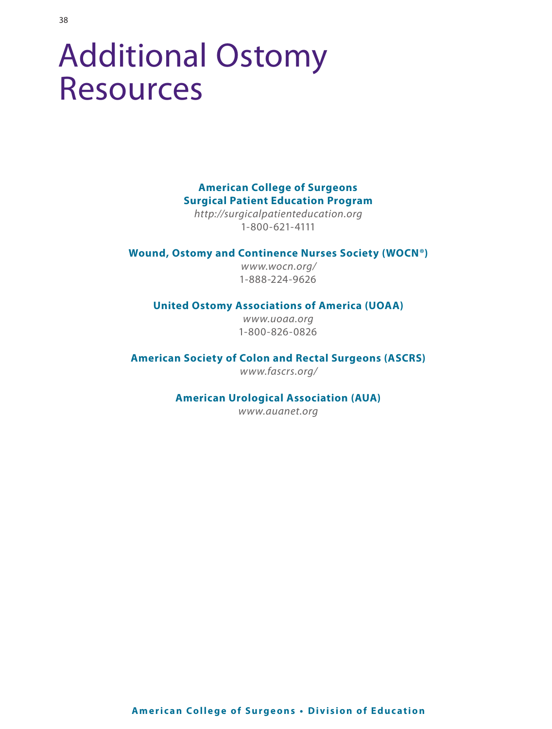# Additional Ostomy Resources

**American College of Surgeons**
**Surgical Patient Education Program**
*http://surgicalpatienteducation.org*
1-800-621-4111

**Wound, Ostomy and Continence Nurses Society (WOCN®)**
*www.wocn.org/*
1-888-224-9626

**United Ostomy Associations of America (UOAA)**
*www.uoaa.org*
1-800-826-0826

**American Society of Colon and Rectal Surgeons (ASCRS)**
*www.fascrs.org/*

**American Urological Association (AUA)**
*www.auanet.org*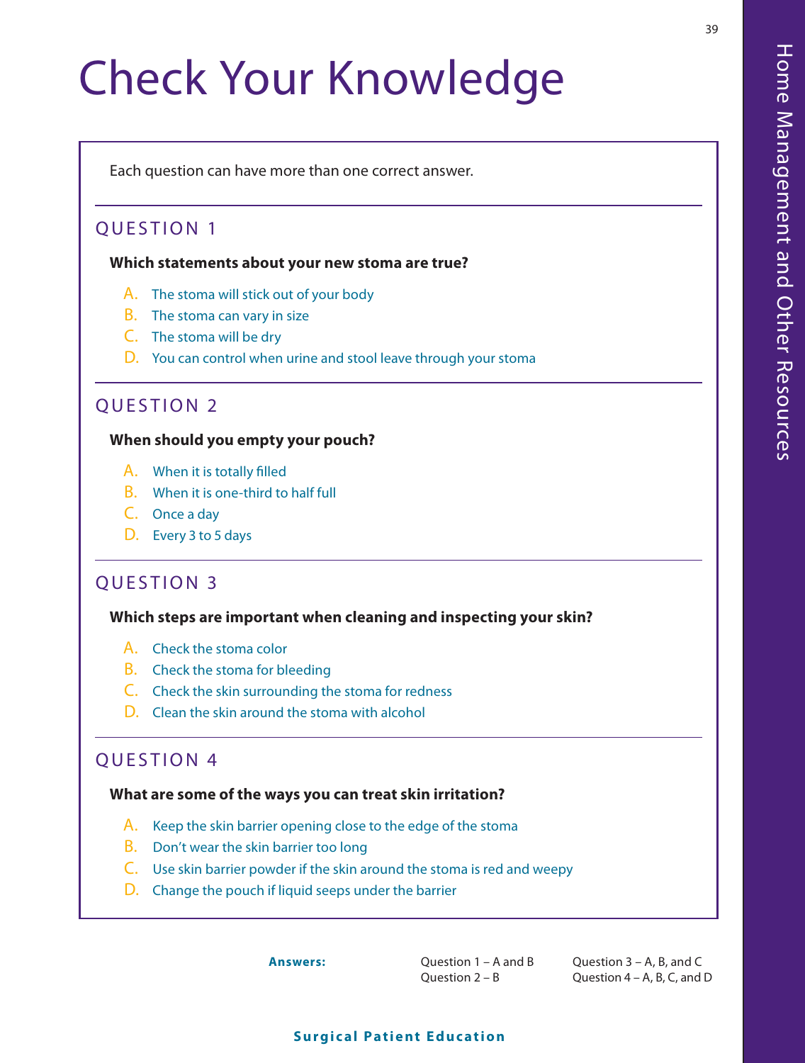# Check Your Knowledge

Each question can have more than one correct answer.

## QUESTION 1

**Which statements about your new stoma are true?**

A. The stoma will stick out of your body
B. The stoma can vary in size
C. The stoma will be dry
D. You can control when urine and stool leave through your stoma

## QUESTION 2

**When should you empty your pouch?**

A. When it is totally filled
B. When it is one-third to half full
C. Once a day
D. Every 3 to 5 days

## QUESTION 3

**Which steps are important when cleaning and inspecting your skin?**

A. Check the stoma color
B. Check the stoma for bleeding
C. Check the skin surrounding the stoma for redness
D. Clean the skin around the stoma with alcohol

## QUESTION 4

**What are some of the ways you can treat skin irritation?**

A. Keep the skin barrier opening close to the edge of the stoma
B. Don't wear the skin barrier too long
C. Use skin barrier powder if the skin around the stoma is red and weepy
D. Change the pouch if liquid seeps under the barrier

**Answers:**

Question 1 – A and B
Question 2 – B
Question 3 – A, B, and C
Question 4 – A, B, C, and D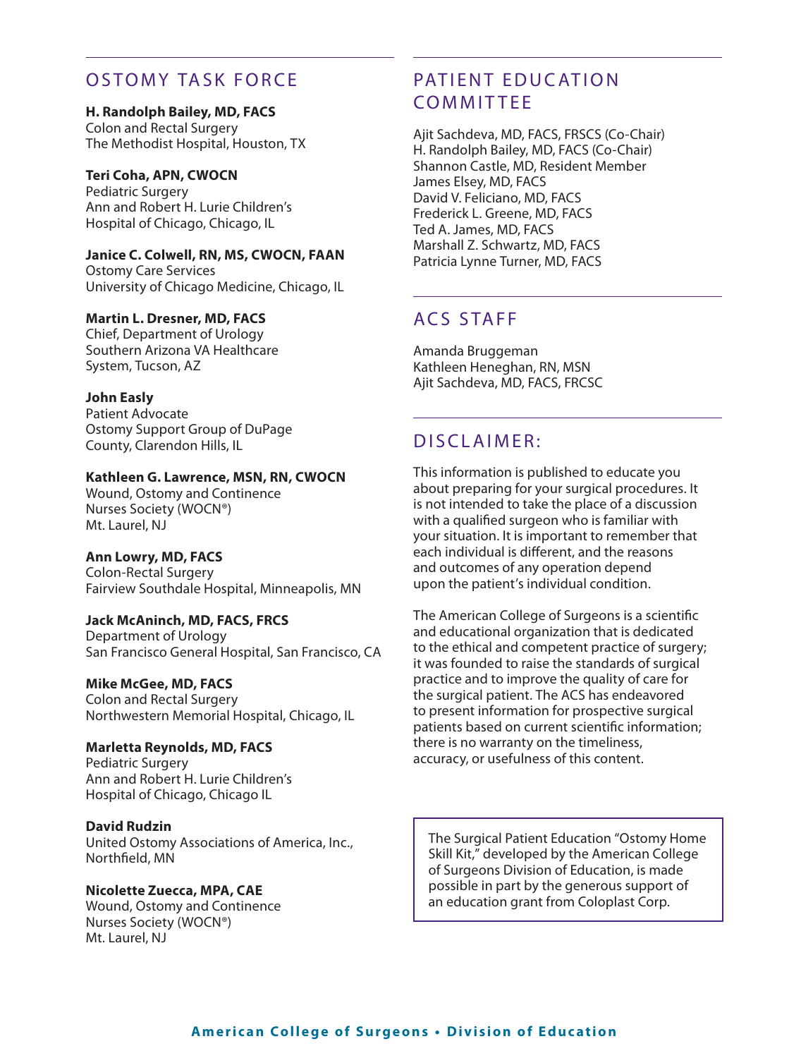## OSTOMY TASK FORCE

**H. Randolph Bailey, MD, FACS**
Colon and Rectal Surgery
The Methodist Hospital, Houston, TX

**Teri Coha, APN, CWOCN**
Pediatric Surgery
Ann and Robert H. Lurie Children's Hospital of Chicago, Chicago, IL

**Janice C. Colwell, RN, MS, CWOCN, FAAN**
Ostomy Care Services
University of Chicago Medicine, Chicago, IL

**Martin L. Dresner, MD, FACS**
Chief, Department of Urology
Southern Arizona VA Healthcare System, Tucson, AZ

**John Easly**
Patient Advocate
Ostomy Support Group of DuPage County, Clarendon Hills, IL

**Kathleen G. Lawrence, MSN, RN, CWOCN**
Wound, Ostomy and Continence Nurses Society (WOCN®)
Mt. Laurel, NJ

**Ann Lowry, MD, FACS**
Colon-Rectal Surgery
Fairview Southdale Hospital, Minneapolis, MN

**Jack McAninch, MD, FACS, FRCS**
Department of Urology
San Francisco General Hospital, San Francisco, CA

**Mike McGee, MD, FACS**
Colon and Rectal Surgery
Northwestern Memorial Hospital, Chicago, IL

**Marletta Reynolds, MD, FACS**
Pediatric Surgery
Ann and Robert H. Lurie Children's Hospital of Chicago, Chicago IL

**David Rudzin**
United Ostomy Associations of America, Inc., Northfield, MN

**Nicolette Zuecca, MPA, CAE**
Wound, Ostomy and Continence Nurses Society (WOCN®)
Mt. Laurel, NJ

## PATIENT EDUCATION COMMITTEE

Ajit Sachdeva, MD, FACS, FRSCS (Co-Chair)
H. Randolph Bailey, MD, FACS (Co-Chair)
Shannon Castle, MD, Resident Member
James Elsey, MD, FACS
David V. Feliciano, MD, FACS
Frederick L. Greene, MD, FACS
Ted A. James, MD, FACS
Marshall Z. Schwartz, MD, FACS
Patricia Lynne Turner, MD, FACS

## ACS STAFF

Amanda Bruggeman
Kathleen Heneghan, RN, MSN
Ajit Sachdeva, MD, FACS, FRCSC

## DISCLAIMER:

This information is published to educate you about preparing for your surgical procedures. It is not intended to take the place of a discussion with a qualified surgeon who is familiar with your situation. It is important to remember that each individual is different, and the reasons and outcomes of any operation depend upon the patient's individual condition.

The American College of Surgeons is a scientific and educational organization that is dedicated to the ethical and competent practice of surgery; it was founded to raise the standards of surgical practice and to improve the quality of care for the surgical patient. The ACS has endeavored to present information for prospective surgical patients based on current scientific information; there is no warranty on the timeliness, accuracy, or usefulness of this content.

The Surgical Patient Education "Ostomy Home Skill Kit," developed by the American College of Surgeons Division of Education, is made possible in part by the generous support of an education grant from Coloplast Corp.